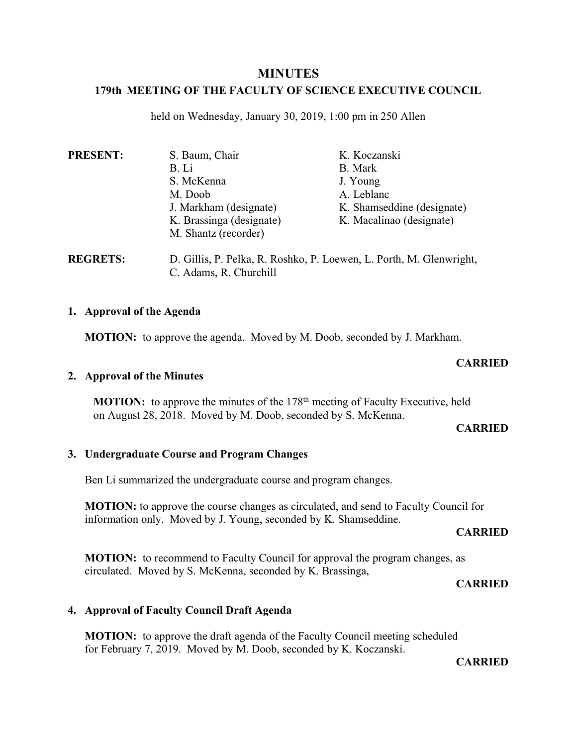# MINUTES

## 179th MEETING OF THE FACULTY OF SCIENCE EXECUTIVE COUNCIL

held on Wednesday, January 30, 2019, 1:00 pm in 250 Allen

**PRESENT:**

S. Baum, Chair
B. Li
S. McKenna
M. Doob
J. Markham (designate)
K. Brassinga (designate)
M. Shantz (recorder)
K. Koczanski
B. Mark
J. Young
A. Leblanc
K. Shamseddine (designate)
K. Macalinao (designate)

**REGRETS:** D. Gillis, P. Pelka, R. Roshko, P. Loewen, L. Porth, M. Glenwright, C. Adams, R. Churchill

### 1. Approval of the Agenda

**MOTION:** to approve the agenda. Moved by M. Doob, seconded by J. Markham.

**CARRIED**

### 2. Approval of the Minutes

**MOTION:** to approve the minutes of the 178th meeting of Faculty Executive, held on August 28, 2018. Moved by M. Doob, seconded by S. McKenna.

**CARRIED**

### 3. Undergraduate Course and Program Changes

Ben Li summarized the undergraduate course and program changes.

**MOTION:** to approve the course changes as circulated, and send to Faculty Council for information only. Moved by J. Young, seconded by K. Shamseddine.

**CARRIED**

**MOTION:** to recommend to Faculty Council for approval the program changes, as circulated. Moved by S. McKenna, seconded by K. Brassinga,

**CARRIED**

### 4. Approval of Faculty Council Draft Agenda

**MOTION:** to approve the draft agenda of the Faculty Council meeting scheduled for February 7, 2019. Moved by M. Doob, seconded by K. Koczanski.

**CARRIED**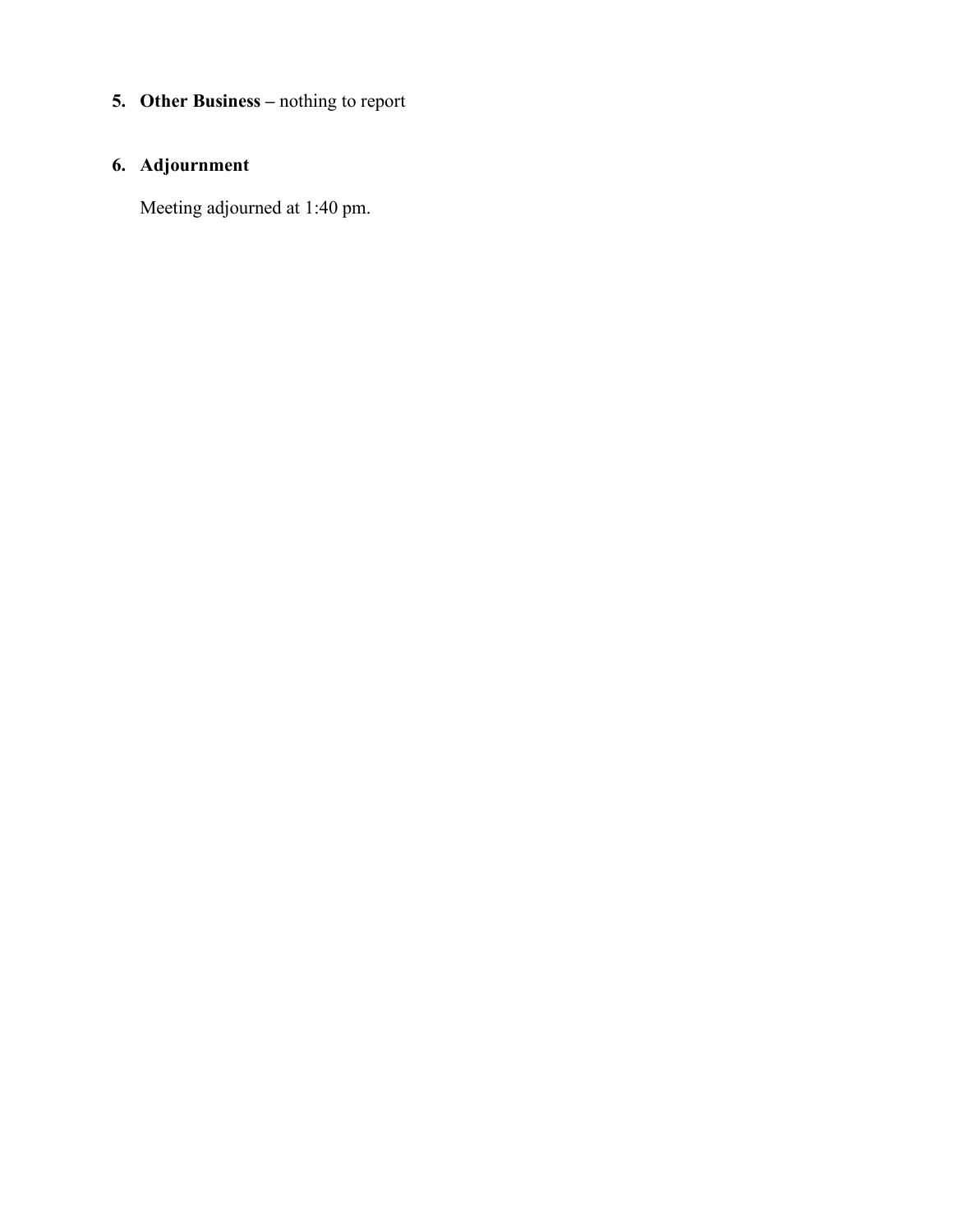5. **Other Business –** nothing to report

6. **Adjournment**

   Meeting adjourned at 1:40 pm.